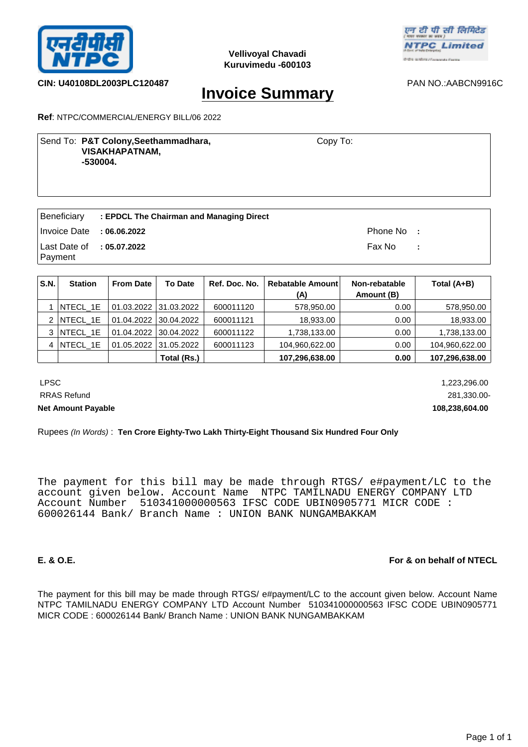Vellivoyal Chavadi
Kuruvimedu -600103

**CIN: U40108DL2003PLC120487**

PAN NO.:AABCN9916C

# Invoice Summary

**Ref**: NTPC/COMMERCIAL/ENERGY BILL/06 2022

Send To: **P&T Colony,Seethammadhara, VISAKHAPATNAM, -530004.**

Copy To:

| | | | |
|---|---|---|---|
| Beneficiary | **: EPDCL The Chairman and Managing Direct** | | |
| Invoice Date | **: 06.06.2022** | Phone No | : |
| Last Date of Payment | **: 05.07.2022** | Fax No | : |

| S.N. | Station | From Date | To Date | Ref. Doc. No. | Rebatable Amount (A) | Non-rebatable Amount (B) | Total (A+B) |
|---|---|---|---|---|---|---|---|
| 1 | NTECL_1E | 01.03.2022 | 31.03.2022 | 600011120 | 578,950.00 | 0.00 | 578,950.00 |
| 2 | NTECL_1E | 01.04.2022 | 30.04.2022 | 600011121 | 18,933.00 | 0.00 | 18,933.00 |
| 3 | NTECL_1E | 01.04.2022 | 30.04.2022 | 600011122 | 1,738,133.00 | 0.00 | 1,738,133.00 |
| 4 | NTECL_1E | 01.05.2022 | 31.05.2022 | 600011123 | 104,960,622.00 | 0.00 | 104,960,622.00 |
| | | | **Total (Rs.)** | | **107,296,638.00** | **0.00** | **107,296,638.00** |

| | |
|---|---|
| LPSC | 1,223,296.00 |
| RRAS Refund | 281,330.00- |
| **Net Amount Payable** | **108,238,604.00** |

Rupees *(In Words)* : **Ten Crore Eighty-Two Lakh Thirty-Eight Thousand Six Hundred Four Only**

```
The payment for this bill may be made through RTGS/ e#payment/LC to the
account given below. Account Name  NTPC TAMILNADU ENERGY COMPANY LTD
Account Number  510341000000563 IFSC CODE UBIN0905771 MICR CODE :
600026144 Bank/ Branch Name : UNION BANK NUNGAMBAKKAM
```

**E. & O.E.**

**For & on behalf of NTECL**

The payment for this bill may be made through RTGS/ e#payment/LC to the account given below. Account Name NTPC TAMILNADU ENERGY COMPANY LTD Account Number 510341000000563 IFSC CODE UBIN0905771 MICR CODE : 600026144 Bank/ Branch Name : UNION BANK NUNGAMBAKKAM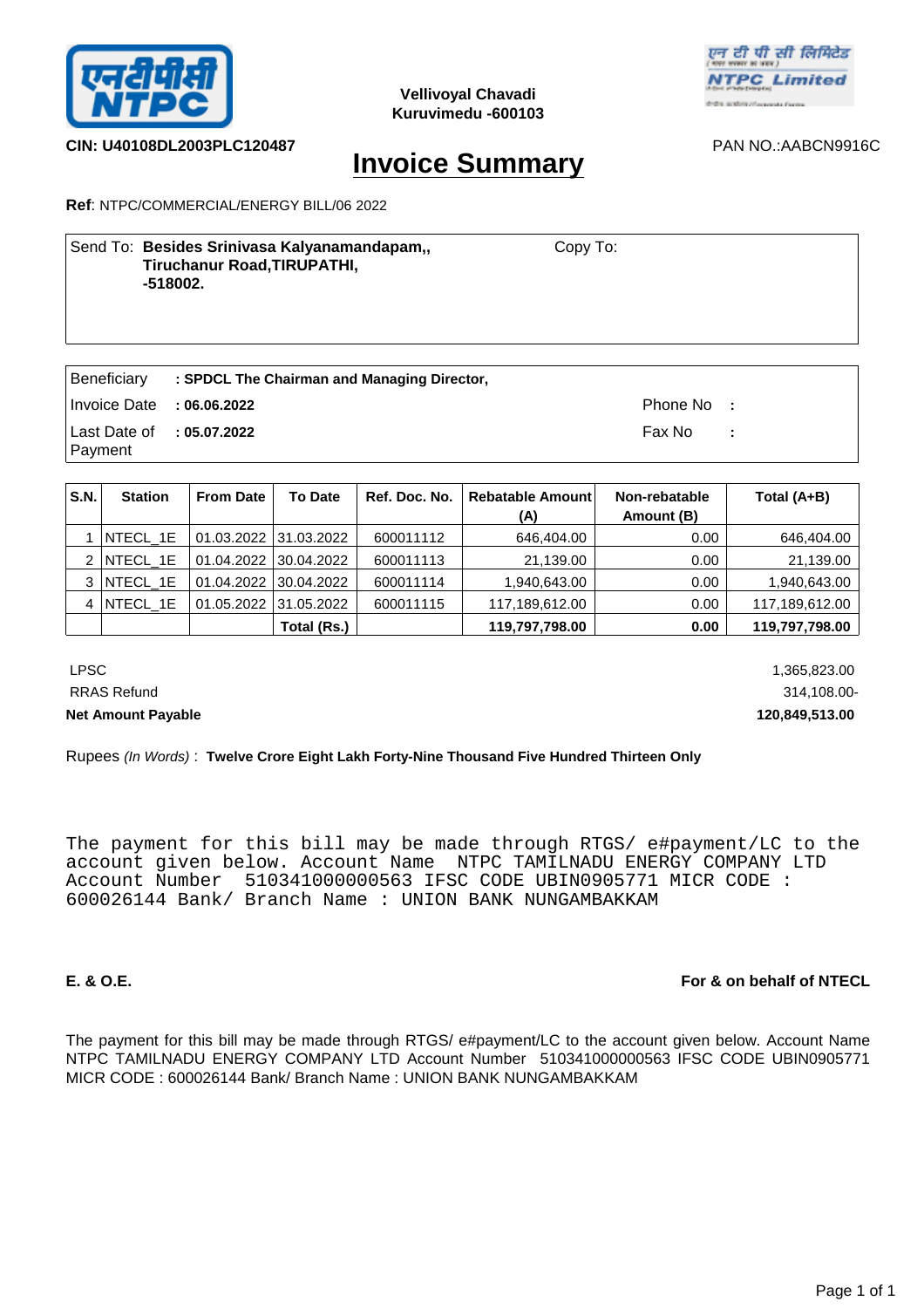**Vellivoyal Chavadi**
**Kuruvimedu -600103**

**CIN: U40108DL2003PLC120487**

PAN NO.:AABCN9916C

# Invoice Summary

**Ref**: NTPC/COMMERCIAL/ENERGY BILL/06 2022

| Send To: **Besides Srinivasa Kalyanamandapam,, Tiruchanur Road,TIRUPATHI, -518002.** | Copy To: |
|---|---|

| | | | |
|---|---|---|---|
| Beneficiary | **: SPDCL The Chairman and Managing Director,** | | |
| Invoice Date | **: 06.06.2022** | Phone No | : |
| Last Date of Payment | **: 05.07.2022** | Fax No | : |

| S.N. | Station | From Date | To Date | Ref. Doc. No. | Rebatable Amount (A) | Non-rebatable Amount (B) | Total (A+B) |
|---|---|---|---|---|---|---|---|
| 1 | NTECL_1E | 01.03.2022 | 31.03.2022 | 600011112 | 646,404.00 | 0.00 | 646,404.00 |
| 2 | NTECL_1E | 01.04.2022 | 30.04.2022 | 600011113 | 21,139.00 | 0.00 | 21,139.00 |
| 3 | NTECL_1E | 01.04.2022 | 30.04.2022 | 600011114 | 1,940,643.00 | 0.00 | 1,940,643.00 |
| 4 | NTECL_1E | 01.05.2022 | 31.05.2022 | 600011115 | 117,189,612.00 | 0.00 | 117,189,612.00 |
| | | | **Total (Rs.)** | | **119,797,798.00** | **0.00** | **119,797,798.00** |

| | |
|---|---|
| LPSC | 1,365,823.00 |
| RRAS Refund | 314,108.00- |
| **Net Amount Payable** | **120,849,513.00** |

Rupees *(In Words)* : **Twelve Crore Eight Lakh Forty-Nine Thousand Five Hundred Thirteen Only**

The payment for this bill may be made through RTGS/ e#payment/LC to the account given below. Account Name NTPC TAMILNADU ENERGY COMPANY LTD Account Number 510341000000563 IFSC CODE UBIN0905771 MICR CODE : 600026144 Bank/ Branch Name : UNION BANK NUNGAMBAKKAM

**E. & O.E.**

**For & on behalf of NTECL**

The payment for this bill may be made through RTGS/ e#payment/LC to the account given below. Account Name NTPC TAMILNADU ENERGY COMPANY LTD Account Number 510341000000563 IFSC CODE UBIN0905771 MICR CODE : 600026144 Bank/ Branch Name : UNION BANK NUNGAMBAKKAM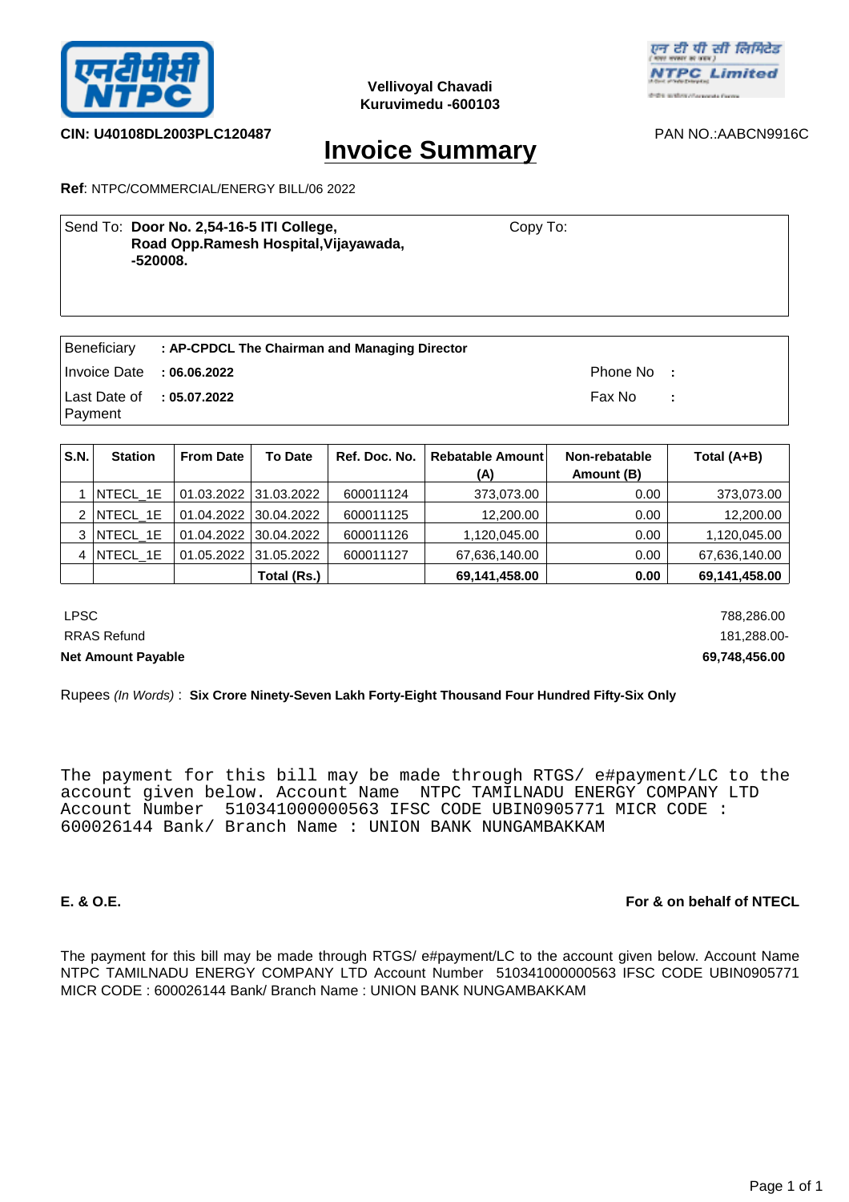Vellivoyal Chavadi
Kuruvimedu -600103

**CIN: U40108DL2003PLC120487**

PAN NO.:AABCN9916C

# Invoice Summary

**Ref**: NTPC/COMMERCIAL/ENERGY BILL/06 2022

Send To: **Door No. 2,54-16-5 ITI College, Road Opp.Ramesh Hospital,Vijayawada, -520008.**

Copy To:

| | |
|---|---|
| Beneficiary | **: AP-CPDCL The Chairman and Managing Director** |
| Invoice Date | **: 06.06.2022** |
| Last Date of Payment | **: 05.07.2022** |
| Phone No | : |
| Fax No | : |

| S.N. | Station | From Date | To Date | Ref. Doc. No. | Rebatable Amount (A) | Non-rebatable Amount (B) | Total (A+B) |
|---|---|---|---|---|---|---|---|
| 1 | NTECL_1E | 01.03.2022 | 31.03.2022 | 600011124 | 373,073.00 | 0.00 | 373,073.00 |
| 2 | NTECL_1E | 01.04.2022 | 30.04.2022 | 600011125 | 12,200.00 | 0.00 | 12,200.00 |
| 3 | NTECL_1E | 01.04.2022 | 30.04.2022 | 600011126 | 1,120,045.00 | 0.00 | 1,120,045.00 |
| 4 | NTECL_1E | 01.05.2022 | 31.05.2022 | 600011127 | 67,636,140.00 | 0.00 | 67,636,140.00 |
| | | | **Total (Rs.)** | | **69,141,458.00** | **0.00** | **69,141,458.00** |

| | |
|---|---|
| LPSC | 788,286.00 |
| RRAS Refund | 181,288.00- |
| **Net Amount Payable** | **69,748,456.00** |

Rupees *(In Words)* : **Six Crore Ninety-Seven Lakh Forty-Eight Thousand Four Hundred Fifty-Six Only**

```
The payment for this bill may be made through RTGS/ e#payment/LC to the
account given below. Account Name  NTPC TAMILNADU ENERGY COMPANY LTD
Account Number  510341000000563 IFSC CODE UBIN0905771 MICR CODE :
600026144 Bank/ Branch Name : UNION BANK NUNGAMBAKKAM
```

**E. & O.E.**

**For & on behalf of NTECL**

The payment for this bill may be made through RTGS/ e#payment/LC to the account given below. Account Name NTPC TAMILNADU ENERGY COMPANY LTD Account Number 510341000000563 IFSC CODE UBIN0905771 MICR CODE : 600026144 Bank/ Branch Name : UNION BANK NUNGAMBAKKAM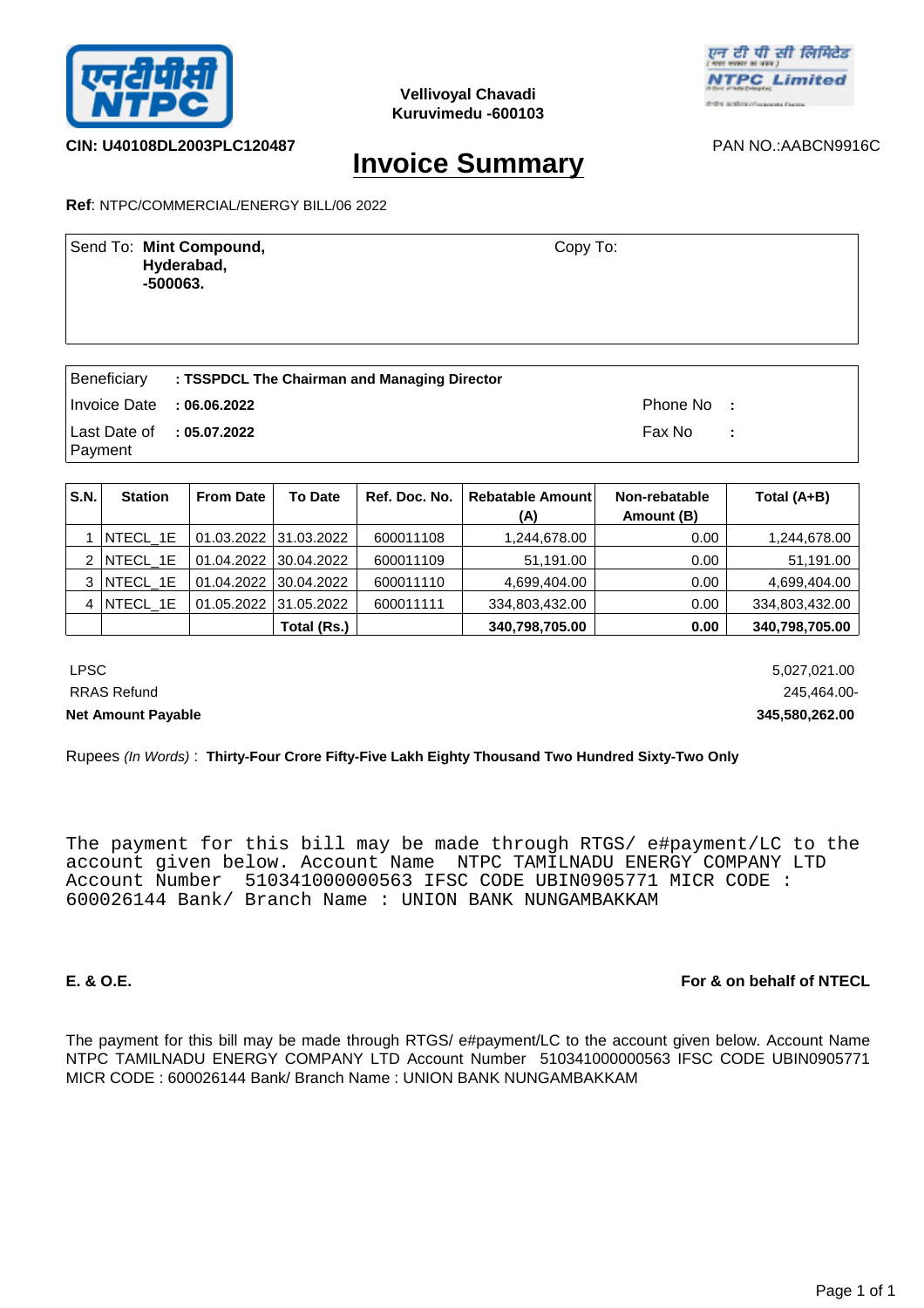Vellivoyal Chavadi
Kuruvimedu -600103

**CIN: U40108DL2003PLC120487**

PAN NO.:AABCN9916C

# Invoice Summary

**Ref**: NTPC/COMMERCIAL/ENERGY BILL/06 2022

| Send To: **Mint Compound, Hyderabad, -500063.** | Copy To: |
|---|---|

| | | | |
|---|---|---|---|
| Beneficiary | **: TSSPDCL The Chairman and Managing Director** | | |
| Invoice Date | **: 06.06.2022** | Phone No | : |
| Last Date of Payment | **: 05.07.2022** | Fax No | : |

| S.N. | Station | From Date | To Date | Ref. Doc. No. | Rebatable Amount (A) | Non-rebatable Amount (B) | Total (A+B) |
|---|---|---|---|---|---|---|---|
| 1 | NTECL_1E | 01.03.2022 | 31.03.2022 | 600011108 | 1,244,678.00 | 0.00 | 1,244,678.00 |
| 2 | NTECL_1E | 01.04.2022 | 30.04.2022 | 600011109 | 51,191.00 | 0.00 | 51,191.00 |
| 3 | NTECL_1E | 01.04.2022 | 30.04.2022 | 600011110 | 4,699,404.00 | 0.00 | 4,699,404.00 |
| 4 | NTECL_1E | 01.05.2022 | 31.05.2022 | 600011111 | 334,803,432.00 | 0.00 | 334,803,432.00 |
| | | | **Total (Rs.)** | | **340,798,705.00** | **0.00** | **340,798,705.00** |

| | |
|---|---|
| LPSC | 5,027,021.00 |
| RRAS Refund | 245,464.00- |
| **Net Amount Payable** | **345,580,262.00** |

Rupees *(In Words)* : **Thirty-Four Crore Fifty-Five Lakh Eighty Thousand Two Hundred Sixty-Two Only**

```
The payment for this bill may be made through RTGS/ e#payment/LC to the
account given below. Account Name  NTPC TAMILNADU ENERGY COMPANY LTD
Account Number  510341000000563 IFSC CODE UBIN0905771 MICR CODE :
600026144 Bank/ Branch Name : UNION BANK NUNGAMBAKKAM
```

**E. & O.E.**

**For & on behalf of NTECL**

The payment for this bill may be made through RTGS/ e#payment/LC to the account given below. Account Name NTPC TAMILNADU ENERGY COMPANY LTD Account Number 510341000000563 IFSC CODE UBIN0905771 MICR CODE : 600026144 Bank/ Branch Name : UNION BANK NUNGAMBAKKAM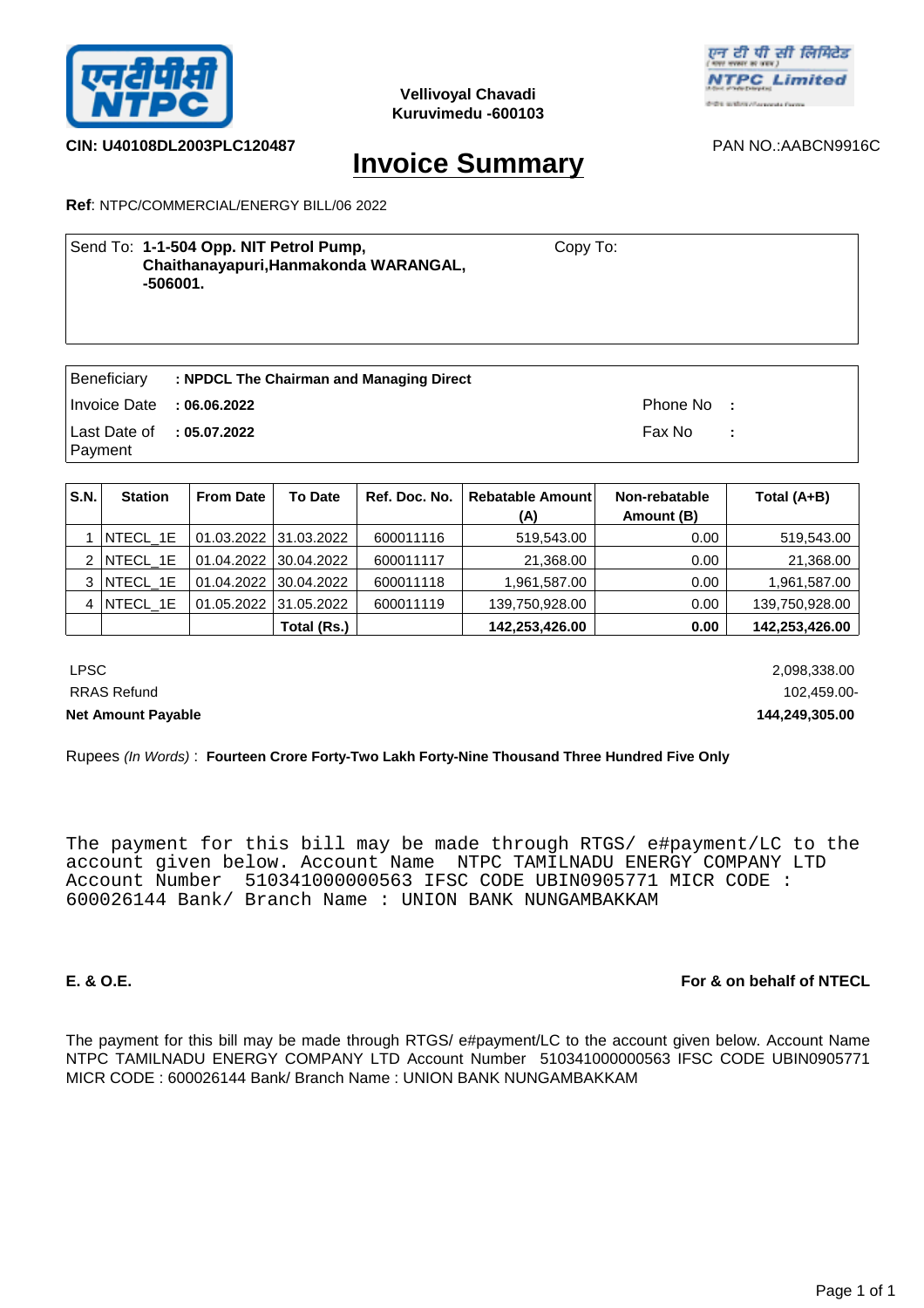Vellivoyal Chavadi
Kuruvimedu -600103

**CIN: U40108DL2003PLC120487**

PAN NO.:AABCN9916C

# Invoice Summary

**Ref**: NTPC/COMMERCIAL/ENERGY BILL/06 2022

Send To: **1-1-504 Opp. NIT Petrol Pump, Chaithanayapuri,Hanmakonda WARANGAL, -506001.**

Copy To:

| | | | |
|---|---|---|---|
| Beneficiary | **: NPDCL The Chairman and Managing Direct** | | |
| Invoice Date | **: 06.06.2022** | Phone No | : |
| Last Date of Payment | **: 05.07.2022** | Fax No | : |

| S.N. | Station | From Date | To Date | Ref. Doc. No. | Rebatable Amount (A) | Non-rebatable Amount (B) | Total (A+B) |
|---|---|---|---|---|---|---|---|
| 1 | NTECL_1E | 01.03.2022 | 31.03.2022 | 600011116 | 519,543.00 | 0.00 | 519,543.00 |
| 2 | NTECL_1E | 01.04.2022 | 30.04.2022 | 600011117 | 21,368.00 | 0.00 | 21,368.00 |
| 3 | NTECL_1E | 01.04.2022 | 30.04.2022 | 600011118 | 1,961,587.00 | 0.00 | 1,961,587.00 |
| 4 | NTECL_1E | 01.05.2022 | 31.05.2022 | 600011119 | 139,750,928.00 | 0.00 | 139,750,928.00 |
| | | | **Total (Rs.)** | | **142,253,426.00** | **0.00** | **142,253,426.00** |

| | |
|---|---|
| LPSC | 2,098,338.00 |
| RRAS Refund | 102,459.00- |
| **Net Amount Payable** | **144,249,305.00** |

Rupees *(In Words)* : **Fourteen Crore Forty-Two Lakh Forty-Nine Thousand Three Hundred Five Only**

```
The payment for this bill may be made through RTGS/ e#payment/LC to the
account given below. Account Name  NTPC TAMILNADU ENERGY COMPANY LTD
Account Number  510341000000563 IFSC CODE UBIN0905771 MICR CODE :
600026144 Bank/ Branch Name : UNION BANK NUNGAMBAKKAM
```

**E. & O.E.**

**For & on behalf of NTECL**

The payment for this bill may be made through RTGS/ e#payment/LC to the account given below. Account Name NTPC TAMILNADU ENERGY COMPANY LTD Account Number 510341000000563 IFSC CODE UBIN0905771 MICR CODE : 600026144 Bank/ Branch Name : UNION BANK NUNGAMBAKKAM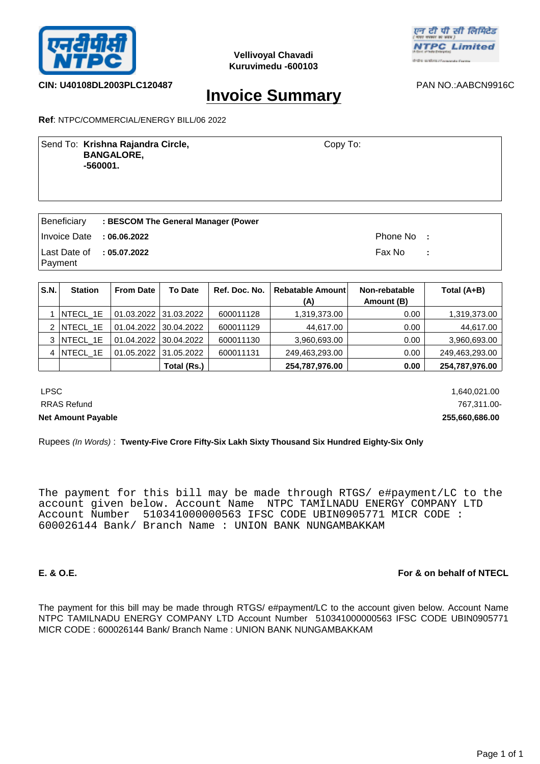Vellivoyal Chavadi
Kuruvimedu -600103

**CIN: U40108DL2003PLC120487**

PAN NO.:AABCN9916C

# Invoice Summary

**Ref**: NTPC/COMMERCIAL/ENERGY BILL/06 2022

Send To: **Krishna Rajandra Circle,
BANGALORE,
-560001.**

Copy To:

| | | | |
|---|---|---|---|
| Beneficiary | **: BESCOM The General Manager (Power** | | |
| Invoice Date | **: 06.06.2022** | Phone No | : |
| Last Date of Payment | **: 05.07.2022** | Fax No | : |

| S.N. | Station | From Date | To Date | Ref. Doc. No. | Rebatable Amount (A) | Non-rebatable Amount (B) | Total (A+B) |
|---|---|---|---|---|---|---|---|
| 1 | NTECL_1E | 01.03.2022 | 31.03.2022 | 600011128 | 1,319,373.00 | 0.00 | 1,319,373.00 |
| 2 | NTECL_1E | 01.04.2022 | 30.04.2022 | 600011129 | 44,617.00 | 0.00 | 44,617.00 |
| 3 | NTECL_1E | 01.04.2022 | 30.04.2022 | 600011130 | 3,960,693.00 | 0.00 | 3,960,693.00 |
| 4 | NTECL_1E | 01.05.2022 | 31.05.2022 | 600011131 | 249,463,293.00 | 0.00 | 249,463,293.00 |
| | | | **Total (Rs.)** | | **254,787,976.00** | **0.00** | **254,787,976.00** |

| | |
|---|---|
| LPSC | 1,640,021.00 |
| RRAS Refund | 767,311.00- |
| **Net Amount Payable** | **255,660,686.00** |

Rupees *(In Words)* : **Twenty-Five Crore Fifty-Six Lakh Sixty Thousand Six Hundred Eighty-Six Only**

```
The payment for this bill may be made through RTGS/ e#payment/LC to the
account given below. Account Name  NTPC TAMILNADU ENERGY COMPANY LTD
Account Number  510341000000563 IFSC CODE UBIN0905771 MICR CODE :
600026144 Bank/ Branch Name : UNION BANK NUNGAMBAKKAM
```

**E. & O.E.**

**For & on behalf of NTECL**

The payment for this bill may be made through RTGS/ e#payment/LC to the account given below. Account Name NTPC TAMILNADU ENERGY COMPANY LTD Account Number 510341000000563 IFSC CODE UBIN0905771 MICR CODE : 600026144 Bank/ Branch Name : UNION BANK NUNGAMBAKKAM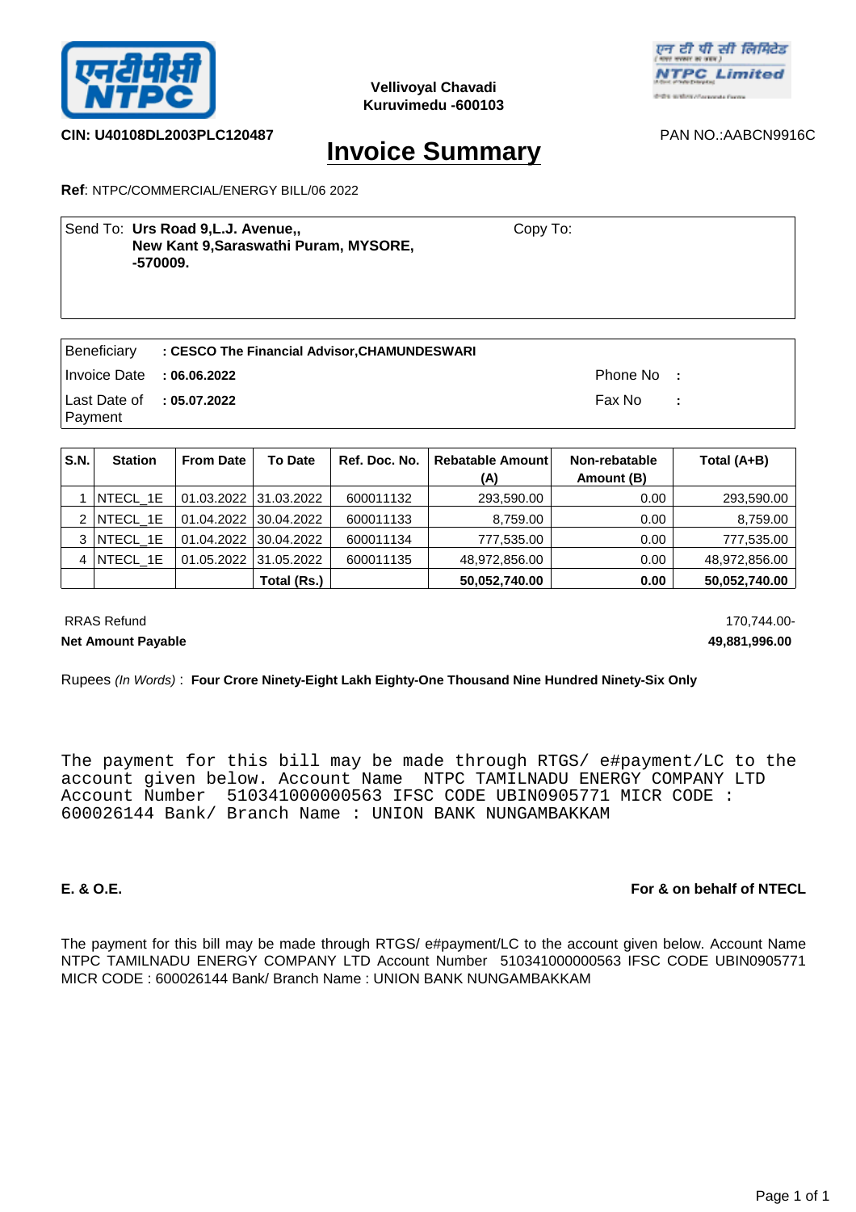Vellivoyal Chavadi
Kuruvimedu -600103

**CIN: U40108DL2003PLC120487**

PAN NO.:AABCN9916C

# Invoice Summary

**Ref**: NTPC/COMMERCIAL/ENERGY BILL/06 2022

| Send To: **Urs Road 9,L.J. Avenue,, New Kant 9,Saraswathi Puram, MYSORE, -570009.** | Copy To: |
|---|---|

| | | | |
|---|---|---|---|
| Beneficiary | **: CESCO The Financial Advisor,CHAMUNDESWARI** | | |
| Invoice Date | **: 06.06.2022** | Phone No | : |
| Last Date of Payment | **: 05.07.2022** | Fax No | : |

| S.N. | Station | From Date | To Date | Ref. Doc. No. | Rebatable Amount (A) | Non-rebatable Amount (B) | Total (A+B) |
|---|---|---|---|---|---|---|---|
| 1 | NTECL_1E | 01.03.2022 | 31.03.2022 | 600011132 | 293,590.00 | 0.00 | 293,590.00 |
| 2 | NTECL_1E | 01.04.2022 | 30.04.2022 | 600011133 | 8,759.00 | 0.00 | 8,759.00 |
| 3 | NTECL_1E | 01.04.2022 | 30.04.2022 | 600011134 | 777,535.00 | 0.00 | 777,535.00 |
| 4 | NTECL_1E | 01.05.2022 | 31.05.2022 | 600011135 | 48,972,856.00 | 0.00 | 48,972,856.00 |
| | | | **Total (Rs.)** | | **50,052,740.00** | **0.00** | **50,052,740.00** |

RRAS Refund 170,744.00-

**Net Amount Payable** **49,881,996.00**

Rupees *(In Words)* : **Four Crore Ninety-Eight Lakh Eighty-One Thousand Nine Hundred Ninety-Six Only**

```
The payment for this bill may be made through RTGS/ e#payment/LC to the
account given below. Account Name  NTPC TAMILNADU ENERGY COMPANY LTD
Account Number  510341000000563 IFSC CODE UBIN0905771 MICR CODE :
600026144 Bank/ Branch Name : UNION BANK NUNGAMBAKKAM
```

**E. & O.E.**

**For & on behalf of NTECL**

The payment for this bill may be made through RTGS/ e#payment/LC to the account given below. Account Name NTPC TAMILNADU ENERGY COMPANY LTD Account Number 510341000000563 IFSC CODE UBIN0905771 MICR CODE : 600026144 Bank/ Branch Name : UNION BANK NUNGAMBAKKAM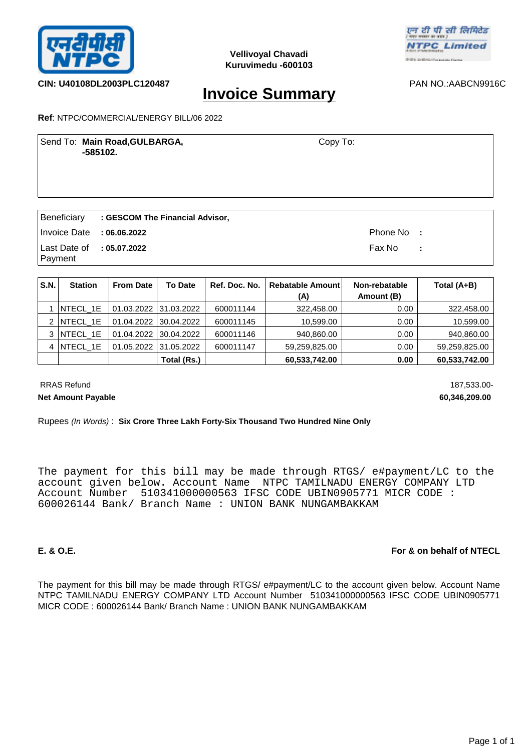Vellivoyal Chavadi
Kuruvimedu -600103

**CIN: U40108DL2003PLC120487**

PAN NO.:AABCN9916C

# Invoice Summary

**Ref**: NTPC/COMMERCIAL/ENERGY BILL/06 2022

Send To: **Main Road,GULBARGA, -585102.**

Copy To:

| | | | |
|---|---|---|---|
| Beneficiary | **: GESCOM The Financial Advisor,** | | |
| Invoice Date | **: 06.06.2022** | Phone No | : |
| Last Date of Payment | **: 05.07.2022** | Fax No | : |

| S.N. | Station | From Date | To Date | Ref. Doc. No. | Rebatable Amount (A) | Non-rebatable Amount (B) | Total (A+B) |
|---|---|---|---|---|---|---|---|
| 1 | NTECL_1E | 01.03.2022 | 31.03.2022 | 600011144 | 322,458.00 | 0.00 | 322,458.00 |
| 2 | NTECL_1E | 01.04.2022 | 30.04.2022 | 600011145 | 10,599.00 | 0.00 | 10,599.00 |
| 3 | NTECL_1E | 01.04.2022 | 30.04.2022 | 600011146 | 940,860.00 | 0.00 | 940,860.00 |
| 4 | NTECL_1E | 01.05.2022 | 31.05.2022 | 600011147 | 59,259,825.00 | 0.00 | 59,259,825.00 |
| | | | **Total (Rs.)** | | **60,533,742.00** | **0.00** | **60,533,742.00** |

RRAS Refund 187,533.00-

**Net Amount Payable** **60,346,209.00**

Rupees *(In Words)* : **Six Crore Three Lakh Forty-Six Thousand Two Hundred Nine Only**

```
The payment for this bill may be made through RTGS/ e#payment/LC to the
account given below. Account Name  NTPC TAMILNADU ENERGY COMPANY LTD
Account Number  510341000000563 IFSC CODE UBIN0905771 MICR CODE :
600026144 Bank/ Branch Name : UNION BANK NUNGAMBAKKAM
```

**E. & O.E.**

**For & on behalf of NTECL**

The payment for this bill may be made through RTGS/ e#payment/LC to the account given below. Account Name NTPC TAMILNADU ENERGY COMPANY LTD Account Number 510341000000563 IFSC CODE UBIN0905771 MICR CODE : 600026144 Bank/ Branch Name : UNION BANK NUNGAMBAKKAM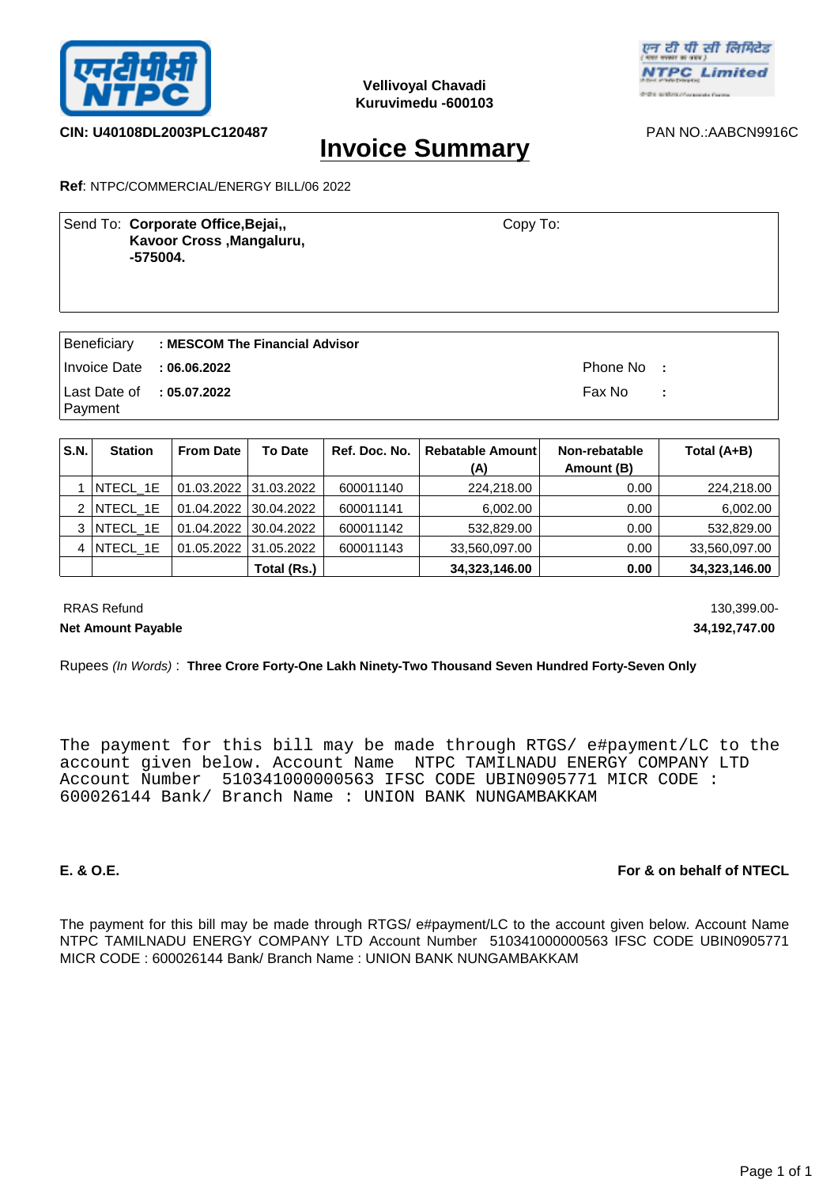एनटीपीसी NTPC

**Vellivoyal Chavadi**
**Kuruvimedu -600103**

एन टी पी सी लिमिटेड NTPC Limited

**CIN: U40108DL2003PLC120487** PAN NO.:AABCN9916C

# Invoice Summary

**Ref**: NTPC/COMMERCIAL/ENERGY BILL/06 2022

| Send To: **Corporate Office,Bejai,, Kavoor Cross ,Mangaluru, -575004.** | Copy To: |
|---|---|

| | | | |
|---|---|---|---|
| Beneficiary | **: MESCOM The Financial Advisor** | | |
| Invoice Date | **: 06.06.2022** | Phone No | **:** |
| Last Date of Payment | **: 05.07.2022** | Fax No | **:** |

| S.N. | Station | From Date | To Date | Ref. Doc. No. | Rebatable Amount (A) | Non-rebatable Amount (B) | Total (A+B) |
|---|---|---|---|---|---|---|---|
| 1 | NTECL_1E | 01.03.2022 | 31.03.2022 | 600011140 | 224,218.00 | 0.00 | 224,218.00 |
| 2 | NTECL_1E | 01.04.2022 | 30.04.2022 | 600011141 | 6,002.00 | 0.00 | 6,002.00 |
| 3 | NTECL_1E | 01.04.2022 | 30.04.2022 | 600011142 | 532,829.00 | 0.00 | 532,829.00 |
| 4 | NTECL_1E | 01.05.2022 | 31.05.2022 | 600011143 | 33,560,097.00 | 0.00 | 33,560,097.00 |
| | | | **Total (Rs.)** | | **34,323,146.00** | **0.00** | **34,323,146.00** |

RRAS Refund 130,399.00-

**Net Amount Payable** **34,192,747.00**

Rupees *(In Words)* : **Three Crore Forty-One Lakh Ninety-Two Thousand Seven Hundred Forty-Seven Only**

The payment for this bill may be made through RTGS/ e#payment/LC to the account given below. Account Name NTPC TAMILNADU ENERGY COMPANY LTD Account Number 510341000000563 IFSC CODE UBIN0905771 MICR CODE : 600026144 Bank/ Branch Name : UNION BANK NUNGAMBAKKAM

**E. & O.E.** **For & on behalf of NTECL**

The payment for this bill may be made through RTGS/ e#payment/LC to the account given below. Account Name NTPC TAMILNADU ENERGY COMPANY LTD Account Number 510341000000563 IFSC CODE UBIN0905771 MICR CODE : 600026144 Bank/ Branch Name : UNION BANK NUNGAMBAKKAM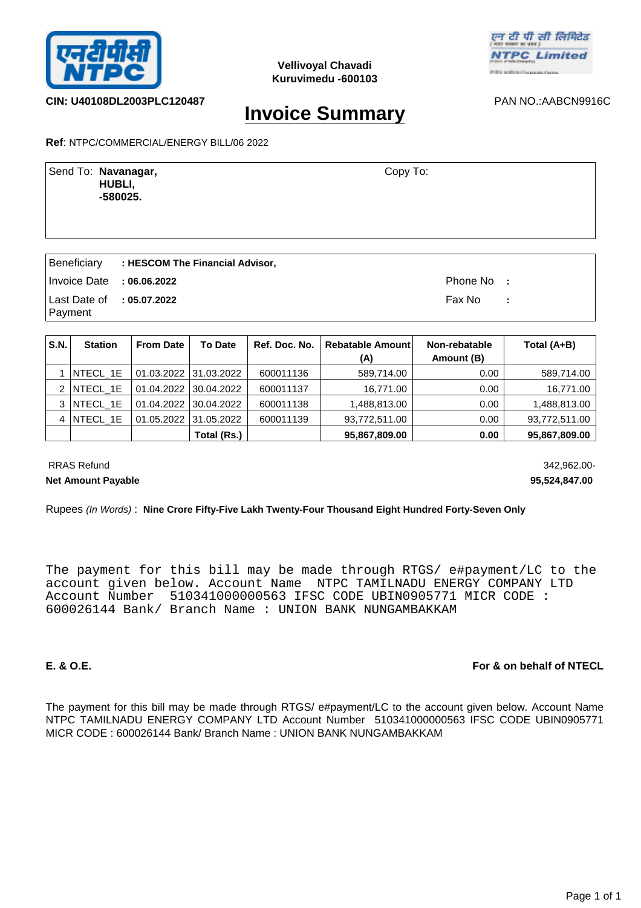Vellivoyal Chavadi
Kuruvimedu -600103

**CIN: U40108DL2003PLC120487** PAN NO.:AABCN9916C

# Invoice Summary

**Ref**: NTPC/COMMERCIAL/ENERGY BILL/06 2022

| Send To: **Navanagar, HUBLI, -580025.** | Copy To: |
|---|---|

| | | | |
|---|---|---|---|
| Beneficiary | **: HESCOM The Financial Advisor,** | | |
| Invoice Date | **: 06.06.2022** | Phone No | **:** |
| Last Date of Payment | **: 05.07.2022** | Fax No | **:** |

| S.N. | Station | From Date | To Date | Ref. Doc. No. | Rebatable Amount (A) | Non-rebatable Amount (B) | Total (A+B) |
|---|---|---|---|---|---|---|---|
| 1 | NTECL_1E | 01.03.2022 | 31.03.2022 | 600011136 | 589,714.00 | 0.00 | 589,714.00 |
| 2 | NTECL_1E | 01.04.2022 | 30.04.2022 | 600011137 | 16,771.00 | 0.00 | 16,771.00 |
| 3 | NTECL_1E | 01.04.2022 | 30.04.2022 | 600011138 | 1,488,813.00 | 0.00 | 1,488,813.00 |
| 4 | NTECL_1E | 01.05.2022 | 31.05.2022 | 600011139 | 93,772,511.00 | 0.00 | 93,772,511.00 |
| | | | **Total (Rs.)** | | **95,867,809.00** | **0.00** | **95,867,809.00** |

RRAS Refund 342,962.00-

**Net Amount Payable** **95,524,847.00**

Rupees *(In Words)* : **Nine Crore Fifty-Five Lakh Twenty-Four Thousand Eight Hundred Forty-Seven Only**

```
The payment for this bill may be made through RTGS/ e#payment/LC to the
account given below. Account Name  NTPC TAMILNADU ENERGY COMPANY LTD
Account Number  510341000000563 IFSC CODE UBIN0905771 MICR CODE :
600026144 Bank/ Branch Name : UNION BANK NUNGAMBAKKAM
```

**E. & O.E.** **For & on behalf of NTECL**

The payment for this bill may be made through RTGS/ e#payment/LC to the account given below. Account Name NTPC TAMILNADU ENERGY COMPANY LTD Account Number 510341000000563 IFSC CODE UBIN0905771 MICR CODE : 600026144 Bank/ Branch Name : UNION BANK NUNGAMBAKKAM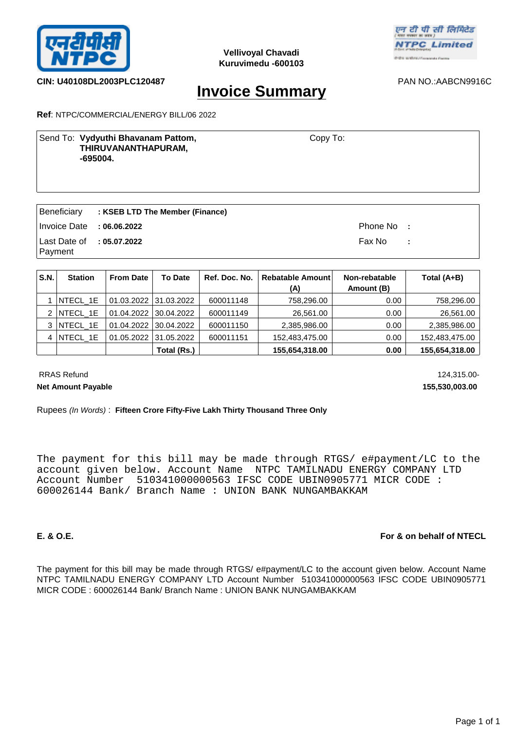Vellivoyal Chavadi
Kuruvimedu -600103

**CIN: U40108DL2003PLC120487**

PAN NO.:AABCN9916C

# Invoice Summary

**Ref**: NTPC/COMMERCIAL/ENERGY BILL/06 2022

Send To: **Vydyuthi Bhavanam Pattom, THIRUVANANTHAPURAM, -695004.**

Copy To:

| | | | |
|---|---|---|---|
| Beneficiary | **: KSEB LTD The Member (Finance)** | | |
| Invoice Date | **: 06.06.2022** | Phone No | : |
| Last Date of Payment | **: 05.07.2022** | Fax No | : |

| S.N. | Station | From Date | To Date | Ref. Doc. No. | Rebatable Amount (A) | Non-rebatable Amount (B) | Total (A+B) |
|---|---|---|---|---|---|---|---|
| 1 | NTECL_1E | 01.03.2022 | 31.03.2022 | 600011148 | 758,296.00 | 0.00 | 758,296.00 |
| 2 | NTECL_1E | 01.04.2022 | 30.04.2022 | 600011149 | 26,561.00 | 0.00 | 26,561.00 |
| 3 | NTECL_1E | 01.04.2022 | 30.04.2022 | 600011150 | 2,385,986.00 | 0.00 | 2,385,986.00 |
| 4 | NTECL_1E | 01.05.2022 | 31.05.2022 | 600011151 | 152,483,475.00 | 0.00 | 152,483,475.00 |
| | | | **Total (Rs.)** | | **155,654,318.00** | **0.00** | **155,654,318.00** |

RRAS Refund 124,315.00-

**Net Amount Payable** **155,530,003.00**

Rupees *(In Words)* : **Fifteen Crore Fifty-Five Lakh Thirty Thousand Three Only**

```
The payment for this bill may be made through RTGS/ e#payment/LC to the
account given below. Account Name  NTPC TAMILNADU ENERGY COMPANY LTD
Account Number  510341000000563 IFSC CODE UBIN0905771 MICR CODE :
600026144 Bank/ Branch Name : UNION BANK NUNGAMBAKKAM
```

**E. & O.E.**

**For & on behalf of NTECL**

The payment for this bill may be made through RTGS/ e#payment/LC to the account given below. Account Name NTPC TAMILNADU ENERGY COMPANY LTD Account Number 510341000000563 IFSC CODE UBIN0905771 MICR CODE : 600026144 Bank/ Branch Name : UNION BANK NUNGAMBAKKAM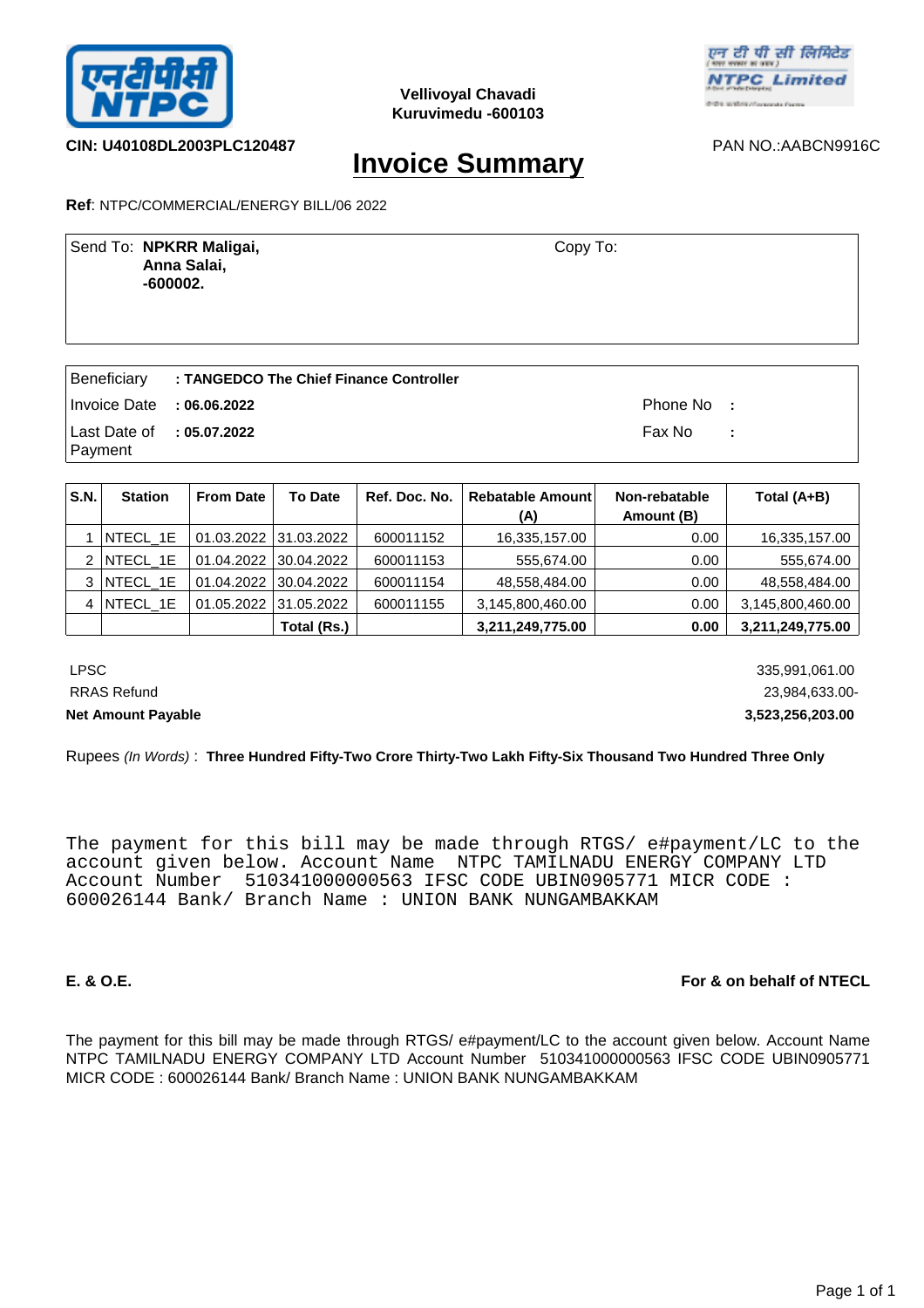Vellivoyal Chavadi
Kuruvimedu -600103

**CIN: U40108DL2003PLC120487**

PAN NO.:AABCN9916C

# Invoice Summary

**Ref**: NTPC/COMMERCIAL/ENERGY BILL/06 2022

Send To: **NPKRR Maligai,**
**Anna Salai,**
**-600002.**

Copy To:

| | | | |
|---|---|---|---|
| Beneficiary | **: TANGEDCO The Chief Finance Controller** | | |
| Invoice Date | **: 06.06.2022** | Phone No | : |
| Last Date of Payment | **: 05.07.2022** | Fax No | : |

| S.N. | Station | From Date | To Date | Ref. Doc. No. | Rebatable Amount (A) | Non-rebatable Amount (B) | Total (A+B) |
|---|---|---|---|---|---|---|---|
| 1 | NTECL_1E | 01.03.2022 | 31.03.2022 | 600011152 | 16,335,157.00 | 0.00 | 16,335,157.00 |
| 2 | NTECL_1E | 01.04.2022 | 30.04.2022 | 600011153 | 555,674.00 | 0.00 | 555,674.00 |
| 3 | NTECL_1E | 01.04.2022 | 30.04.2022 | 600011154 | 48,558,484.00 | 0.00 | 48,558,484.00 |
| 4 | NTECL_1E | 01.05.2022 | 31.05.2022 | 600011155 | 3,145,800,460.00 | 0.00 | 3,145,800,460.00 |
| | | | **Total (Rs.)** | | **3,211,249,775.00** | **0.00** | **3,211,249,775.00** |

| | |
|---|---|
| LPSC | 335,991,061.00 |
| RRAS Refund | 23,984,633.00- |
| **Net Amount Payable** | **3,523,256,203.00** |

Rupees *(In Words)* : **Three Hundred Fifty-Two Crore Thirty-Two Lakh Fifty-Six Thousand Two Hundred Three Only**

```
The payment for this bill may be made through RTGS/ e#payment/LC to the
account given below. Account Name  NTPC TAMILNADU ENERGY COMPANY LTD
Account Number  510341000000563 IFSC CODE UBIN0905771 MICR CODE :
600026144 Bank/ Branch Name : UNION BANK NUNGAMBAKKAM
```

**E. & O.E.**

**For & on behalf of NTECL**

The payment for this bill may be made through RTGS/ e#payment/LC to the account given below. Account Name NTPC TAMILNADU ENERGY COMPANY LTD Account Number 510341000000563 IFSC CODE UBIN0905771 MICR CODE : 600026144 Bank/ Branch Name : UNION BANK NUNGAMBAKKAM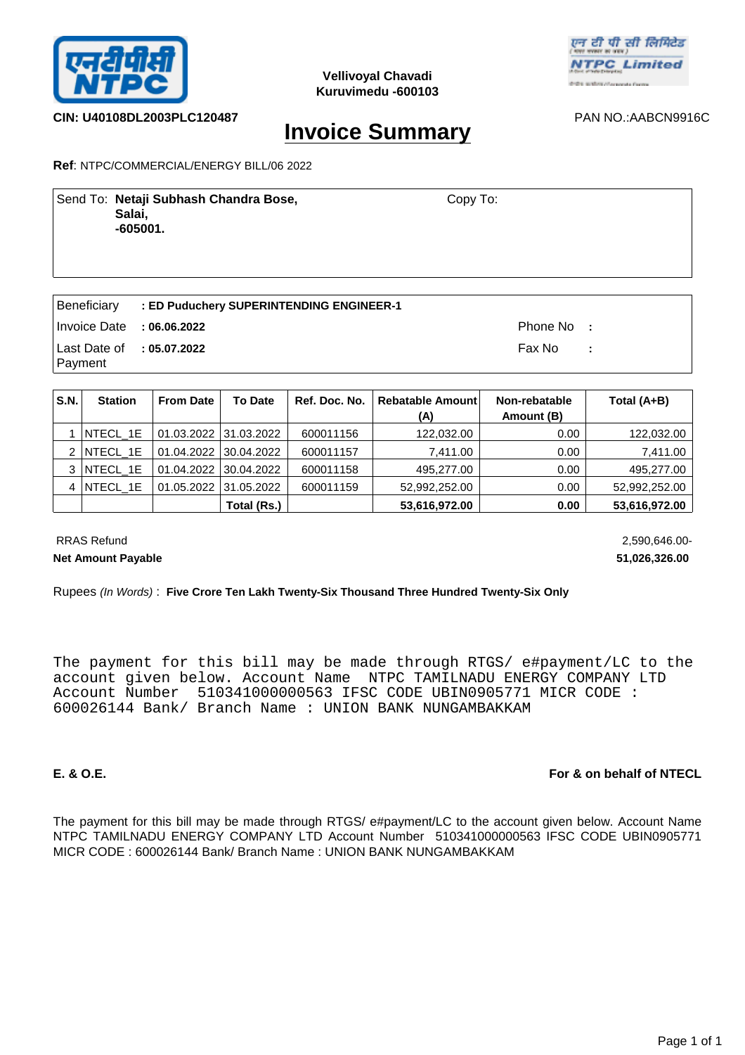Vellivoyal Chavadi
Kuruvimedu -600103

**CIN: U40108DL2003PLC120487**

PAN NO.:AABCN9916C

# Invoice Summary

**Ref**: NTPC/COMMERCIAL/ENERGY BILL/06 2022

Send To: **Netaji Subhash Chandra Bose,**
**Salai,**
**-605001.**

Copy To:

Beneficiary **: ED Puduchery SUPERINTENDING ENGINEER-1**

Invoice Date **: 06.06.2022**

Last Date of Payment **: 05.07.2022**

Phone No :

Fax No :

| S.N. | Station | From Date | To Date | Ref. Doc. No. | Rebatable Amount (A) | Non-rebatable Amount (B) | Total (A+B) |
|---|---|---|---|---|---|---|---|
| 1 | NTECL_1E | 01.03.2022 | 31.03.2022 | 600011156 | 122,032.00 | 0.00 | 122,032.00 |
| 2 | NTECL_1E | 01.04.2022 | 30.04.2022 | 600011157 | 7,411.00 | 0.00 | 7,411.00 |
| 3 | NTECL_1E | 01.04.2022 | 30.04.2022 | 600011158 | 495,277.00 | 0.00 | 495,277.00 |
| 4 | NTECL_1E | 01.05.2022 | 31.05.2022 | 600011159 | 52,992,252.00 | 0.00 | 52,992,252.00 |
| | | | **Total (Rs.)** | | **53,616,972.00** | **0.00** | **53,616,972.00** |

RRAS Refund 2,590,646.00-

**Net Amount Payable** **51,026,326.00**

Rupees *(In Words)* : **Five Crore Ten Lakh Twenty-Six Thousand Three Hundred Twenty-Six Only**

```
The payment for this bill may be made through RTGS/ e#payment/LC to the
account given below. Account Name  NTPC TAMILNADU ENERGY COMPANY LTD
Account Number  510341000000563 IFSC CODE UBIN0905771 MICR CODE :
600026144 Bank/ Branch Name : UNION BANK NUNGAMBAKKAM
```

**E. & O.E.**

**For & on behalf of NTECL**

The payment for this bill may be made through RTGS/ e#payment/LC to the account given below. Account Name NTPC TAMILNADU ENERGY COMPANY LTD Account Number 510341000000563 IFSC CODE UBIN0905771 MICR CODE : 600026144 Bank/ Branch Name : UNION BANK NUNGAMBAKKAM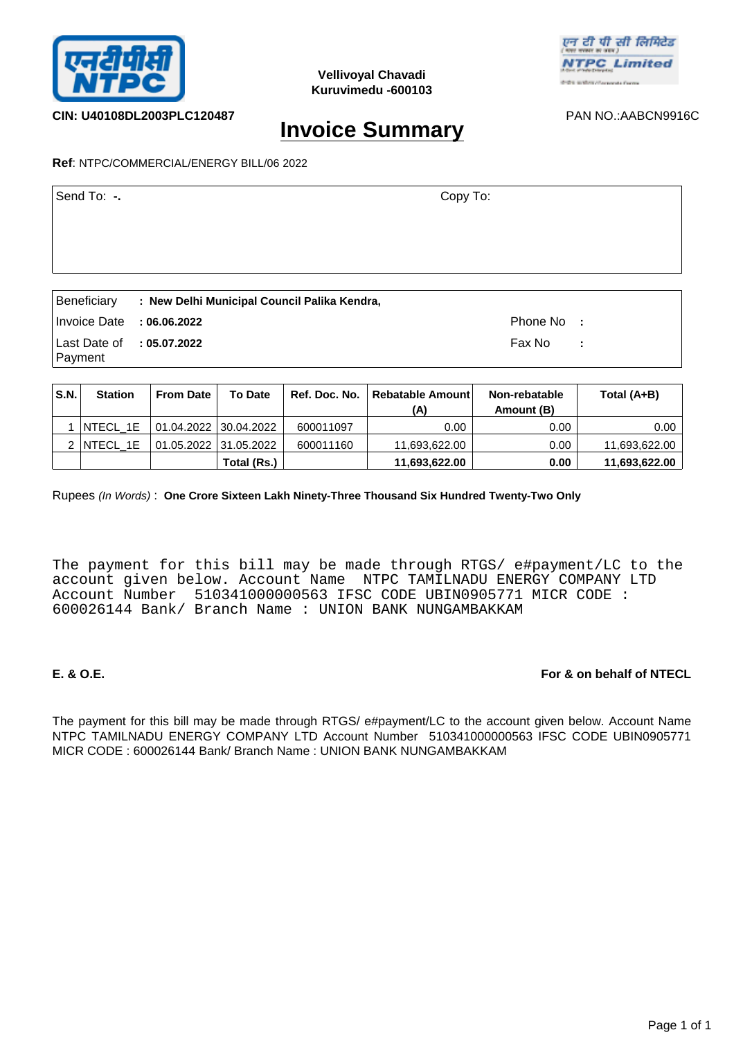Vellivoyal Chavadi
Kuruvimedu -600103

**CIN: U40108DL2003PLC120487**

PAN NO.:AABCN9916C

# Invoice Summary

**Ref**: NTPC/COMMERCIAL/ENERGY BILL/06 2022

| | |
|---|---|
| Send To: **-.** | Copy To: |

| | | | |
|---|---|---|---|
| Beneficiary | **: New Delhi Municipal Council Palika Kendra,** | | |
| Invoice Date | **: 06.06.2022** | Phone No | : |
| Last Date of Payment | **: 05.07.2022** | Fax No | : |

| S.N. | Station | From Date | To Date | Ref. Doc. No. | Rebatable Amount (A) | Non-rebatable Amount (B) | Total (A+B) |
|---|---|---|---|---|---|---|---|
| 1 | NTECL_1E | 01.04.2022 | 30.04.2022 | 600011097 | 0.00 | 0.00 | 0.00 |
| 2 | NTECL_1E | 01.05.2022 | 31.05.2022 | 600011160 | 11,693,622.00 | 0.00 | 11,693,622.00 |
| | | | **Total (Rs.)** | | **11,693,622.00** | **0.00** | **11,693,622.00** |

Rupees *(In Words)* : **One Crore Sixteen Lakh Ninety-Three Thousand Six Hundred Twenty-Two Only**

```
The payment for this bill may be made through RTGS/ e#payment/LC to the
account given below. Account Name  NTPC TAMILNADU ENERGY COMPANY LTD
Account Number  510341000000563 IFSC CODE UBIN0905771 MICR CODE :
600026144 Bank/ Branch Name : UNION BANK NUNGAMBAKKAM
```

**E. & O.E.**

**For & on behalf of NTECL**

The payment for this bill may be made through RTGS/ e#payment/LC to the account given below. Account Name NTPC TAMILNADU ENERGY COMPANY LTD Account Number 510341000000563 IFSC CODE UBIN0905771 MICR CODE : 600026144 Bank/ Branch Name : UNION BANK NUNGAMBAKKAM